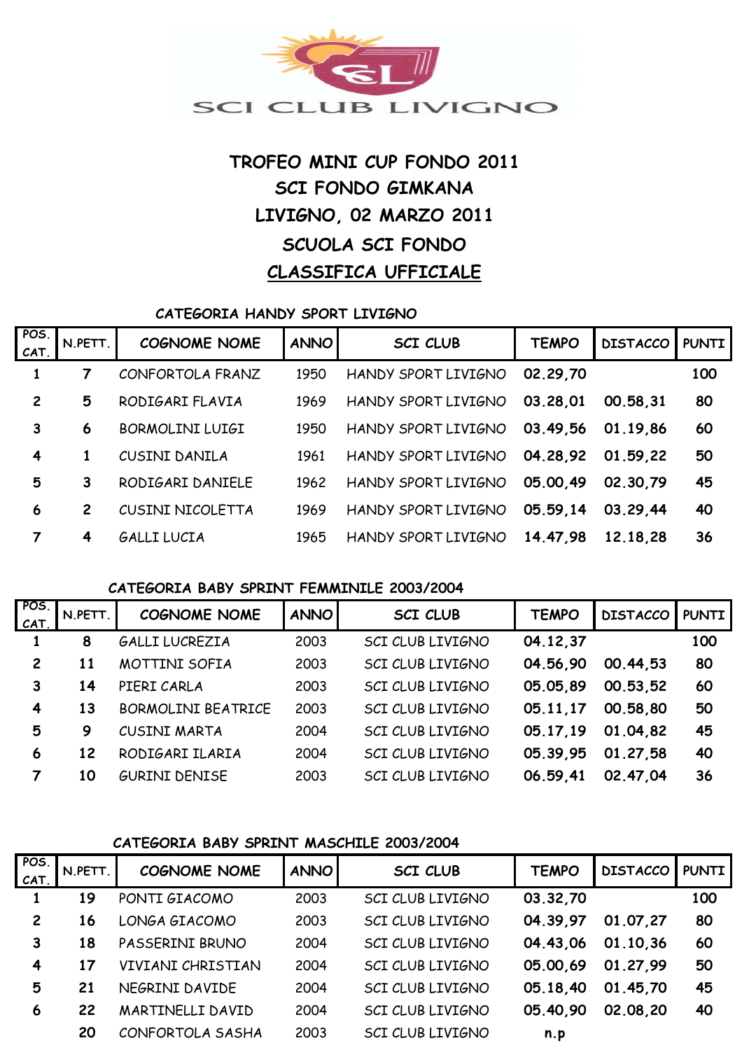SCI CLUB LIVIGNO

# TROFEO MINI CUP FONDO 2011
## SCI FONDO GIMKANA
## LIVIGNO, 02 MARZO 2011
## SCUOLA SCI FONDO
## CLASSIFICA UFFICIALE

### CATEGORIA HANDY SPORT LIVIGNO

| POS. CAT. | N.PETT. | COGNOME NOME | ANNO | SCI CLUB | TEMPO | DISTACCO | PUNTI |
|---|---|---|---|---|---|---|---|
| 1 | 7 | CONFORTOLA FRANZ | 1950 | HANDY SPORT LIVIGNO | 02.29,70 | | 100 |
| 2 | 5 | RODIGARI FLAVIA | 1969 | HANDY SPORT LIVIGNO | 03.28,01 | 00.58,31 | 80 |
| 3 | 6 | BORMOLINI LUIGI | 1950 | HANDY SPORT LIVIGNO | 03.49,56 | 01.19,86 | 60 |
| 4 | 1 | CUSINI DANILA | 1961 | HANDY SPORT LIVIGNO | 04.28,92 | 01.59,22 | 50 |
| 5 | 3 | RODIGARI DANIELE | 1962 | HANDY SPORT LIVIGNO | 05.00,49 | 02.30,79 | 45 |
| 6 | 2 | CUSINI NICOLETTA | 1969 | HANDY SPORT LIVIGNO | 05.59,14 | 03.29,44 | 40 |
| 7 | 4 | GALLI LUCIA | 1965 | HANDY SPORT LIVIGNO | 14.47,98 | 12.18,28 | 36 |

### CATEGORIA BABY SPRINT FEMMINILE 2003/2004

| POS. CAT. | N.PETT. | COGNOME NOME | ANNO | SCI CLUB | TEMPO | DISTACCO | PUNTI |
|---|---|---|---|---|---|---|---|
| 1 | 8 | GALLI LUCREZIA | 2003 | SCI CLUB LIVIGNO | 04.12,37 | | 100 |
| 2 | 11 | MOTTINI SOFIA | 2003 | SCI CLUB LIVIGNO | 04.56,90 | 00.44,53 | 80 |
| 3 | 14 | PIERI CARLA | 2003 | SCI CLUB LIVIGNO | 05.05,89 | 00.53,52 | 60 |
| 4 | 13 | BORMOLINI BEATRICE | 2003 | SCI CLUB LIVIGNO | 05.11,17 | 00.58,80 | 50 |
| 5 | 9 | CUSINI MARTA | 2004 | SCI CLUB LIVIGNO | 05.17,19 | 01.04,82 | 45 |
| 6 | 12 | RODIGARI ILARIA | 2004 | SCI CLUB LIVIGNO | 05.39,95 | 01.27,58 | 40 |
| 7 | 10 | GURINI DENISE | 2003 | SCI CLUB LIVIGNO | 06.59,41 | 02.47,04 | 36 |

### CATEGORIA BABY SPRINT MASCHILE 2003/2004

| POS. CAT. | N.PETT. | COGNOME NOME | ANNO | SCI CLUB | TEMPO | DISTACCO | PUNTI |
|---|---|---|---|---|---|---|---|
| 1 | 19 | PONTI GIACOMO | 2003 | SCI CLUB LIVIGNO | 03.32,70 | | 100 |
| 2 | 16 | LONGA GIACOMO | 2003 | SCI CLUB LIVIGNO | 04.39,97 | 01.07,27 | 80 |
| 3 | 18 | PASSERINI BRUNO | 2004 | SCI CLUB LIVIGNO | 04.43,06 | 01.10,36 | 60 |
| 4 | 17 | VIVIANI CHRISTIAN | 2004 | SCI CLUB LIVIGNO | 05.00,69 | 01.27,99 | 50 |
| 5 | 21 | NEGRINI DAVIDE | 2004 | SCI CLUB LIVIGNO | 05.18,40 | 01.45,70 | 45 |
| 6 | 22 | MARTINELLI DAVID | 2004 | SCI CLUB LIVIGNO | 05.40,90 | 02.08,20 | 40 |
| | 20 | CONFORTOLA SASHA | 2003 | SCI CLUB LIVIGNO | n.p | | |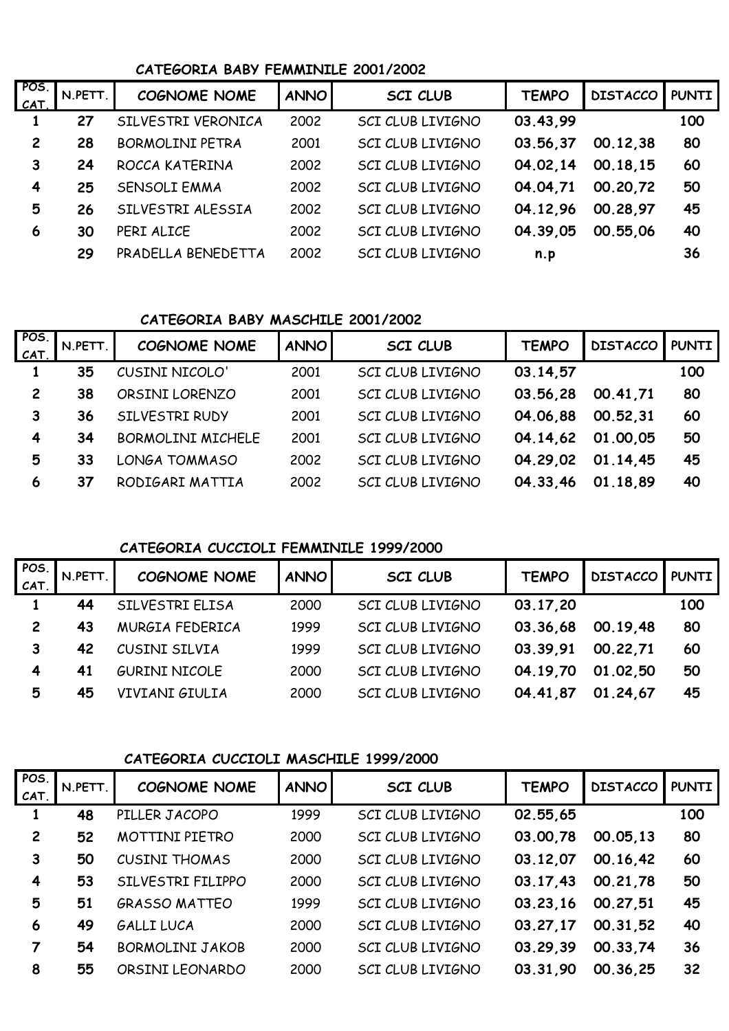### CATEGORIA BABY FEMMINILE 2001/2002

| POS. CAT. | N.PETT. | COGNOME NOME | ANNO | SCI CLUB | TEMPO | DISTACCO | PUNTI |
|---|---|---|---|---|---|---|---|
| 1 | 27 | SILVESTRI VERONICA | 2002 | SCI CLUB LIVIGNO | 03.43,99 | | 100 |
| 2 | 28 | BORMOLINI PETRA | 2001 | SCI CLUB LIVIGNO | 03.56,37 | 00.12,38 | 80 |
| 3 | 24 | ROCCA KATERINA | 2002 | SCI CLUB LIVIGNO | 04.02,14 | 00.18,15 | 60 |
| 4 | 25 | SENSOLI EMMA | 2002 | SCI CLUB LIVIGNO | 04.04,71 | 00.20,72 | 50 |
| 5 | 26 | SILVESTRI ALESSIA | 2002 | SCI CLUB LIVIGNO | 04.12,96 | 00.28,97 | 45 |
| 6 | 30 | PERI ALICE | 2002 | SCI CLUB LIVIGNO | 04.39,05 | 00.55,06 | 40 |
| | 29 | PRADELLA BENEDETTA | 2002 | SCI CLUB LIVIGNO | n.p | | 36 |

### CATEGORIA BABY MASCHILE 2001/2002

| POS. CAT. | N.PETT. | COGNOME NOME | ANNO | SCI CLUB | TEMPO | DISTACCO | PUNTI |
|---|---|---|---|---|---|---|---|
| 1 | 35 | CUSINI NICOLO' | 2001 | SCI CLUB LIVIGNO | 03.14,57 | | 100 |
| 2 | 38 | ORSINI LORENZO | 2001 | SCI CLUB LIVIGNO | 03.56,28 | 00.41,71 | 80 |
| 3 | 36 | SILVESTRI RUDY | 2001 | SCI CLUB LIVIGNO | 04.06,88 | 00.52,31 | 60 |
| 4 | 34 | BORMOLINI MICHELE | 2001 | SCI CLUB LIVIGNO | 04.14,62 | 01.00,05 | 50 |
| 5 | 33 | LONGA TOMMASO | 2002 | SCI CLUB LIVIGNO | 04.29,02 | 01.14,45 | 45 |
| 6 | 37 | RODIGARI MATTIA | 2002 | SCI CLUB LIVIGNO | 04.33,46 | 01.18,89 | 40 |

### CATEGORIA CUCCIOLI FEMMINILE 1999/2000

| POS. CAT. | N.PETT. | COGNOME NOME | ANNO | SCI CLUB | TEMPO | DISTACCO | PUNTI |
|---|---|---|---|---|---|---|---|
| 1 | 44 | SILVESTRI ELISA | 2000 | SCI CLUB LIVIGNO | 03.17,20 | | 100 |
| 2 | 43 | MURGIA FEDERICA | 1999 | SCI CLUB LIVIGNO | 03.36,68 | 00.19,48 | 80 |
| 3 | 42 | CUSINI SILVIA | 1999 | SCI CLUB LIVIGNO | 03.39,91 | 00.22,71 | 60 |
| 4 | 41 | GURINI NICOLE | 2000 | SCI CLUB LIVIGNO | 04.19,70 | 01.02,50 | 50 |
| 5 | 45 | VIVIANI GIULIA | 2000 | SCI CLUB LIVIGNO | 04.41,87 | 01.24,67 | 45 |

### CATEGORIA CUCCIOLI MASCHILE 1999/2000

| POS. CAT. | N.PETT. | COGNOME NOME | ANNO | SCI CLUB | TEMPO | DISTACCO | PUNTI |
|---|---|---|---|---|---|---|---|
| 1 | 48 | PILLER JACOPO | 1999 | SCI CLUB LIVIGNO | 02.55,65 | | 100 |
| 2 | 52 | MOTTINI PIETRO | 2000 | SCI CLUB LIVIGNO | 03.00,78 | 00.05,13 | 80 |
| 3 | 50 | CUSINI THOMAS | 2000 | SCI CLUB LIVIGNO | 03.12,07 | 00.16,42 | 60 |
| 4 | 53 | SILVESTRI FILIPPO | 2000 | SCI CLUB LIVIGNO | 03.17,43 | 00.21,78 | 50 |
| 5 | 51 | GRASSO MATTEO | 1999 | SCI CLUB LIVIGNO | 03.23,16 | 00.27,51 | 45 |
| 6 | 49 | GALLI LUCA | 2000 | SCI CLUB LIVIGNO | 03.27,17 | 00.31,52 | 40 |
| 7 | 54 | BORMOLINI JAKOB | 2000 | SCI CLUB LIVIGNO | 03.29,39 | 00.33,74 | 36 |
| 8 | 55 | ORSINI LEONARDO | 2000 | SCI CLUB LIVIGNO | 03.31,90 | 00.36,25 | 32 |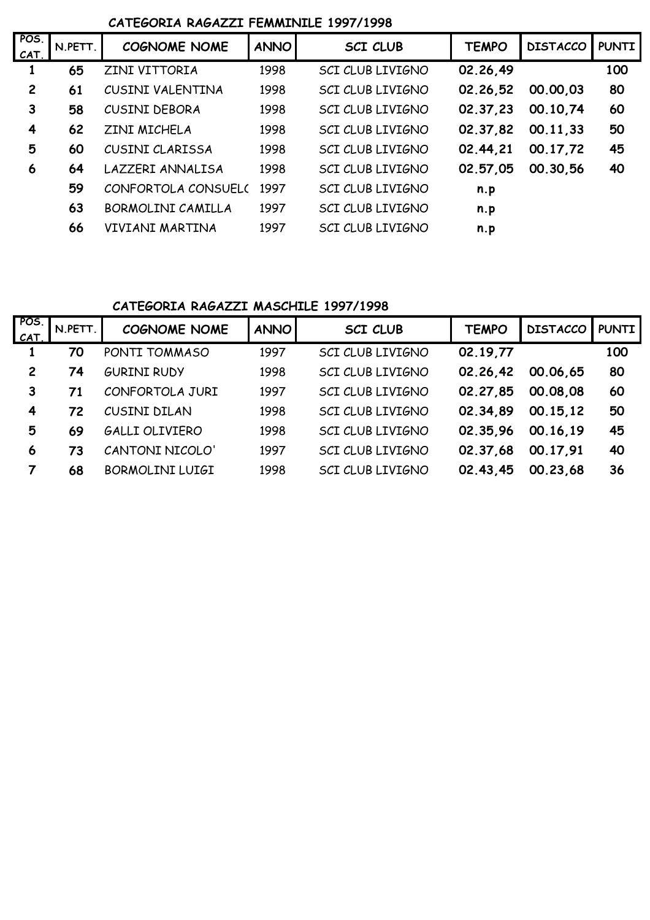### CATEGORIA RAGAZZI FEMMINILE 1997/1998

| POS. CAT. | N.PETT. | COGNOME NOME | ANNO | SCI CLUB | TEMPO | DISTACCO | PUNTI |
|---|---|---|---|---|---|---|---|
| 1 | 65 | ZINI VITTORIA | 1998 | SCI CLUB LIVIGNO | 02.26,49 | | 100 |
| 2 | 61 | CUSINI VALENTINA | 1998 | SCI CLUB LIVIGNO | 02.26,52 | 00.00,03 | 80 |
| 3 | 58 | CUSINI DEBORA | 1998 | SCI CLUB LIVIGNO | 02.37,23 | 00.10,74 | 60 |
| 4 | 62 | ZINI MICHELA | 1998 | SCI CLUB LIVIGNO | 02.37,82 | 00.11,33 | 50 |
| 5 | 60 | CUSINI CLARISSA | 1998 | SCI CLUB LIVIGNO | 02.44,21 | 00.17,72 | 45 |
| 6 | 64 | LAZZERI ANNALISA | 1998 | SCI CLUB LIVIGNO | 02.57,05 | 00.30,56 | 40 |
| | 59 | CONFORTOLA CONSUEL( | 1997 | SCI CLUB LIVIGNO | n.p | | |
| | 63 | BORMOLINI CAMILLA | 1997 | SCI CLUB LIVIGNO | n.p | | |
| | 66 | VIVIANI MARTINA | 1997 | SCI CLUB LIVIGNO | n.p | | |

### CATEGORIA RAGAZZI MASCHILE 1997/1998

| POS. CAT. | N.PETT. | COGNOME NOME | ANNO | SCI CLUB | TEMPO | DISTACCO | PUNTI |
|---|---|---|---|---|---|---|---|
| 1 | 70 | PONTI TOMMASO | 1997 | SCI CLUB LIVIGNO | 02.19,77 | | 100 |
| 2 | 74 | GURINI RUDY | 1998 | SCI CLUB LIVIGNO | 02.26,42 | 00.06,65 | 80 |
| 3 | 71 | CONFORTOLA JURI | 1997 | SCI CLUB LIVIGNO | 02.27,85 | 00.08,08 | 60 |
| 4 | 72 | CUSINI DILAN | 1998 | SCI CLUB LIVIGNO | 02.34,89 | 00.15,12 | 50 |
| 5 | 69 | GALLI OLIVIERO | 1998 | SCI CLUB LIVIGNO | 02.35,96 | 00.16,19 | 45 |
| 6 | 73 | CANTONI NICOLO' | 1997 | SCI CLUB LIVIGNO | 02.37,68 | 00.17,91 | 40 |
| 7 | 68 | BORMOLINI LUIGI | 1998 | SCI CLUB LIVIGNO | 02.43,45 | 00.23,68 | 36 |